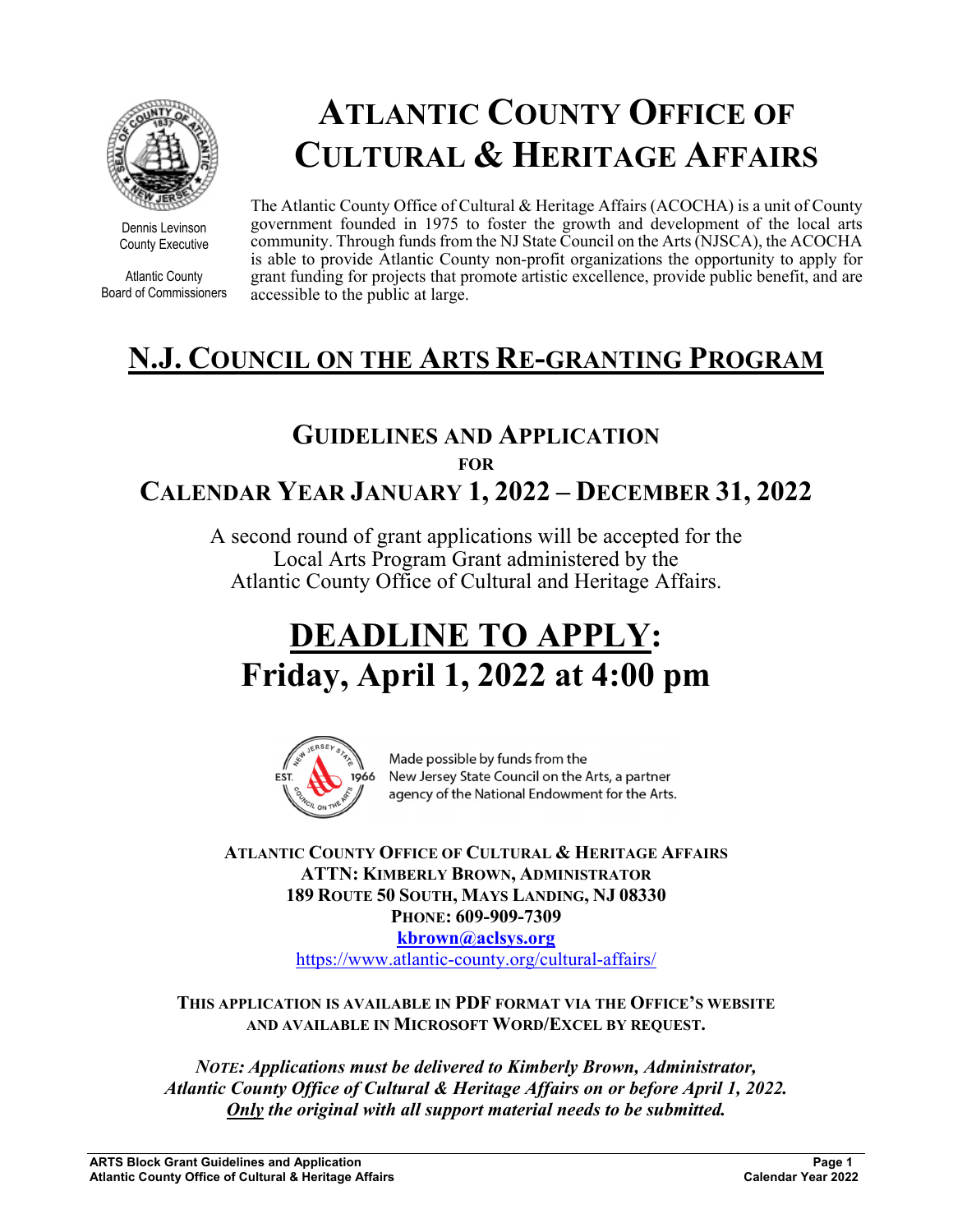Dennis Levinson
County Executive

Atlantic County
Board of Commissioners

# ATLANTIC COUNTY OFFICE OF CULTURAL & HERITAGE AFFAIRS

The Atlantic County Office of Cultural & Heritage Affairs (ACOCHA) is a unit of County government founded in 1975 to foster the growth and development of the local arts community. Through funds from the NJ State Council on the Arts (NJSCA), the ACOCHA is able to provide Atlantic County non-profit organizations the opportunity to apply for grant funding for projects that promote artistic excellence, provide public benefit, and are accessible to the public at large.

## N.J. COUNCIL ON THE ARTS RE-GRANTING PROGRAM

### GUIDELINES AND APPLICATION

**FOR**

### CALENDAR YEAR JANUARY 1, 2022 – DECEMBER 31, 2022

A second round of grant applications will be accepted for the Local Arts Program Grant administered by the Atlantic County Office of Cultural and Heritage Affairs.

# DEADLINE TO APPLY:
# Friday, April 1, 2022 at 4:00 pm

Made possible by funds from the New Jersey State Council on the Arts, a partner agency of the National Endowment for the Arts.

**ATLANTIC COUNTY OFFICE OF CULTURAL & HERITAGE AFFAIRS**
**ATTN: KIMBERLY BROWN, ADMINISTRATOR**
**189 ROUTE 50 SOUTH, MAYS LANDING, NJ 08330**
**PHONE: 609-909-7309**
**kbrown@aclsys.org**
https://www.atlantic-county.org/cultural-affairs/

**THIS APPLICATION IS AVAILABLE IN PDF FORMAT VIA THE OFFICE'S WEBSITE AND AVAILABLE IN MICROSOFT WORD/EXCEL BY REQUEST.**

***NOTE: Applications must be delivered to Kimberly Brown, Administrator, Atlantic County Office of Cultural & Heritage Affairs on or before April 1, 2022. Only the original with all support material needs to be submitted.***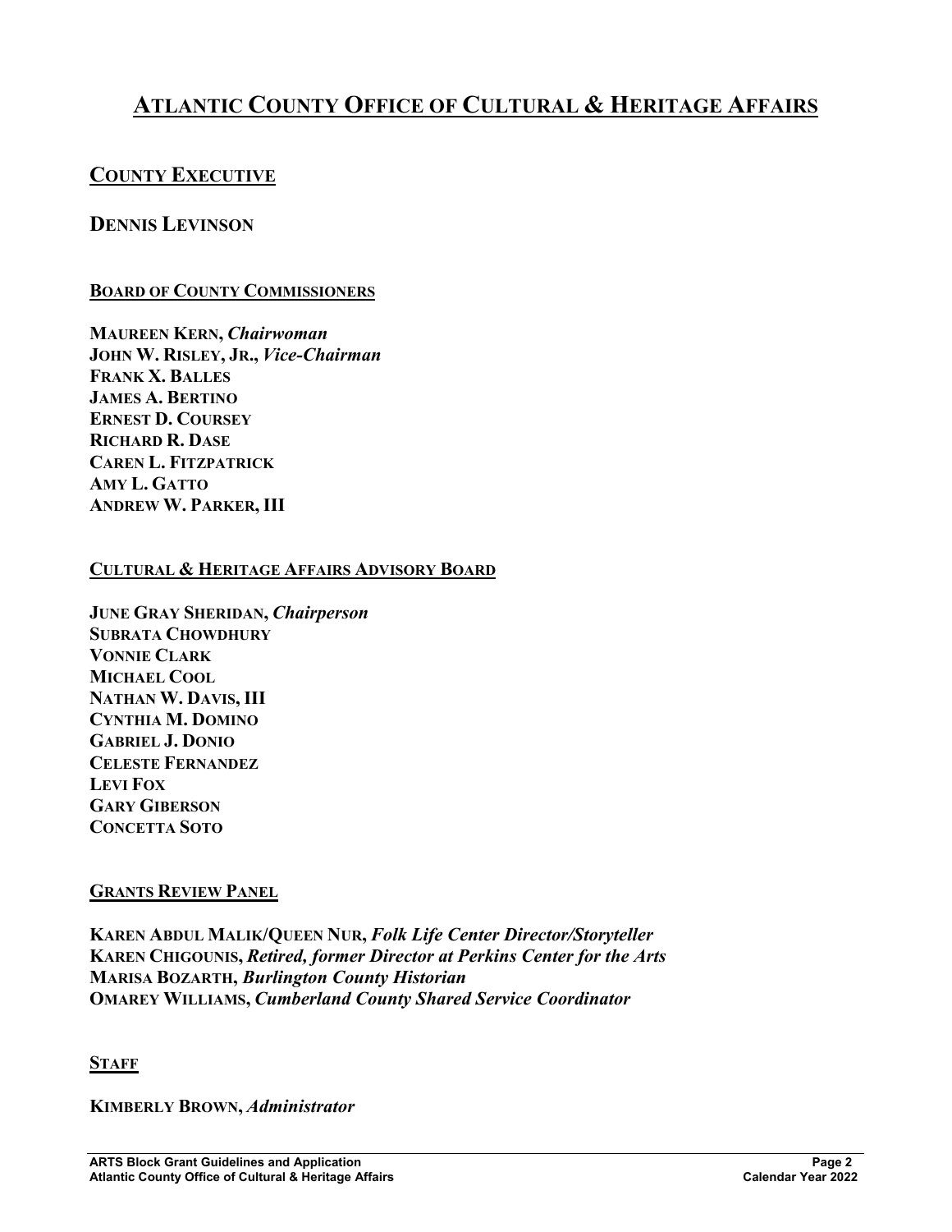# ATLANTIC COUNTY OFFICE OF CULTURAL & HERITAGE AFFAIRS

## COUNTY EXECUTIVE

## DENNIS LEVINSON

### BOARD OF COUNTY COMMISSIONERS

**MAUREEN KERN,** ***Chairwoman***
**JOHN W. RISLEY, JR.,** ***Vice-Chairman***
**FRANK X. BALLES**
**JAMES A. BERTINO**
**ERNEST D. COURSEY**
**RICHARD R. DASE**
**CAREN L. FITZPATRICK**
**AMY L. GATTO**
**ANDREW W. PARKER, III**

### CULTURAL & HERITAGE AFFAIRS ADVISORY BOARD

**JUNE GRAY SHERIDAN,** ***Chairperson***
**SUBRATA CHOWDHURY**
**VONNIE CLARK**
**MICHAEL COOL**
**NATHAN W. DAVIS, III**
**CYNTHIA M. DOMINO**
**GABRIEL J. DONIO**
**CELESTE FERNANDEZ**
**LEVI FOX**
**GARY GIBERSON**
**CONCETTA SOTO**

### GRANTS REVIEW PANEL

**KAREN ABDUL MALIK/QUEEN NUR,** ***Folk Life Center Director/Storyteller***
**KAREN CHIGOUNIS,** ***Retired, former Director at Perkins Center for the Arts***
**MARISA BOZARTH,** ***Burlington County Historian***
**OMAREY WILLIAMS,** ***Cumberland County Shared Service Coordinator***

### STAFF

**KIMBERLY BROWN,** ***Administrator***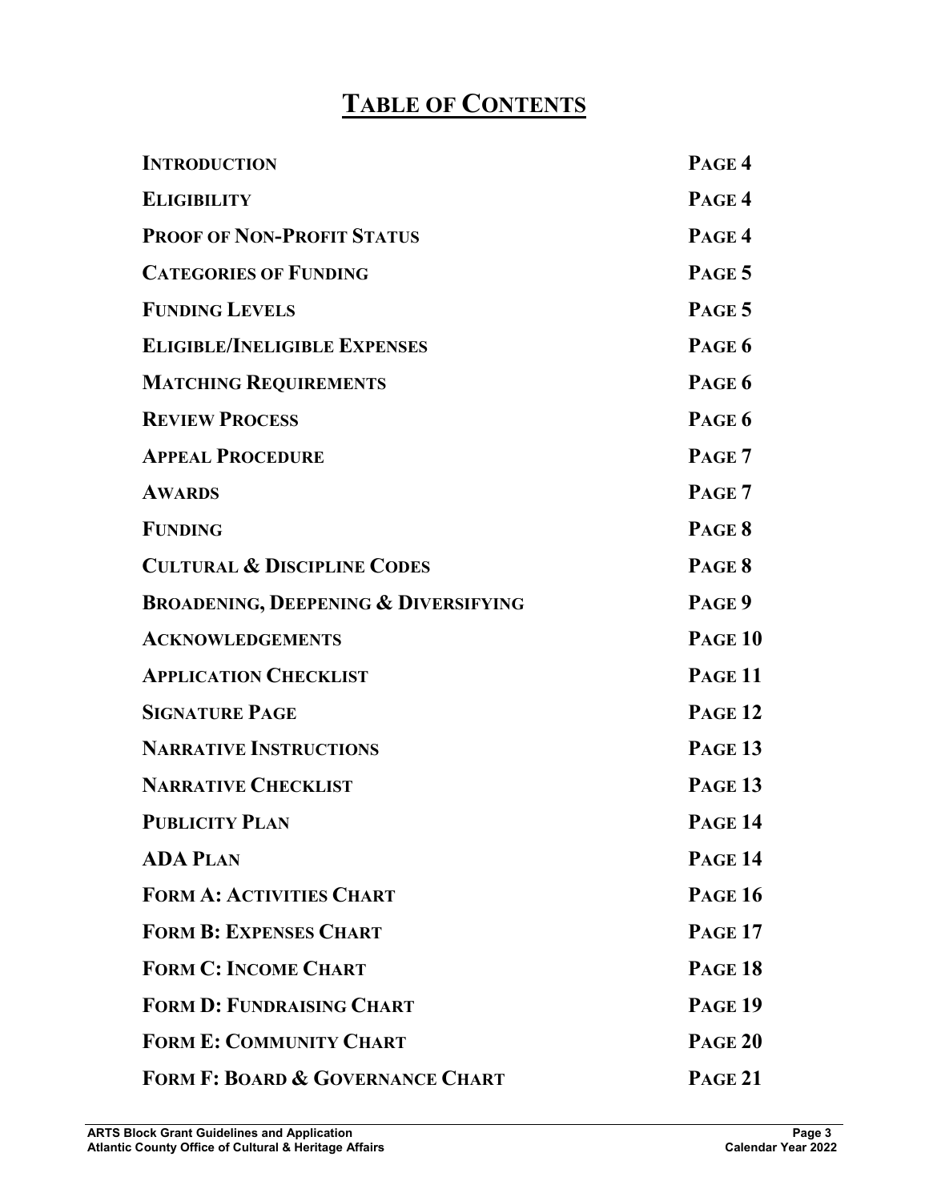# TABLE OF CONTENTS

| | |
|---|---|
| **INTRODUCTION** | **PAGE 4** |
| **ELIGIBILITY** | **PAGE 4** |
| **PROOF OF NON-PROFIT STATUS** | **PAGE 4** |
| **CATEGORIES OF FUNDING** | **PAGE 5** |
| **FUNDING LEVELS** | **PAGE 5** |
| **ELIGIBLE/INELIGIBLE EXPENSES** | **PAGE 6** |
| **MATCHING REQUIREMENTS** | **PAGE 6** |
| **REVIEW PROCESS** | **PAGE 6** |
| **APPEAL PROCEDURE** | **PAGE 7** |
| **AWARDS** | **PAGE 7** |
| **FUNDING** | **PAGE 8** |
| **CULTURAL & DISCIPLINE CODES** | **PAGE 8** |
| **BROADENING, DEEPENING & DIVERSIFYING** | **PAGE 9** |
| **ACKNOWLEDGEMENTS** | **PAGE 10** |
| **APPLICATION CHECKLIST** | **PAGE 11** |
| **SIGNATURE PAGE** | **PAGE 12** |
| **NARRATIVE INSTRUCTIONS** | **PAGE 13** |
| **NARRATIVE CHECKLIST** | **PAGE 13** |
| **PUBLICITY PLAN** | **PAGE 14** |
| **ADA PLAN** | **PAGE 14** |
| **FORM A: ACTIVITIES CHART** | **PAGE 16** |
| **FORM B: EXPENSES CHART** | **PAGE 17** |
| **FORM C: INCOME CHART** | **PAGE 18** |
| **FORM D: FUNDRAISING CHART** | **PAGE 19** |
| **FORM E: COMMUNITY CHART** | **PAGE 20** |
| **FORM F: BOARD & GOVERNANCE CHART** | **PAGE 21** |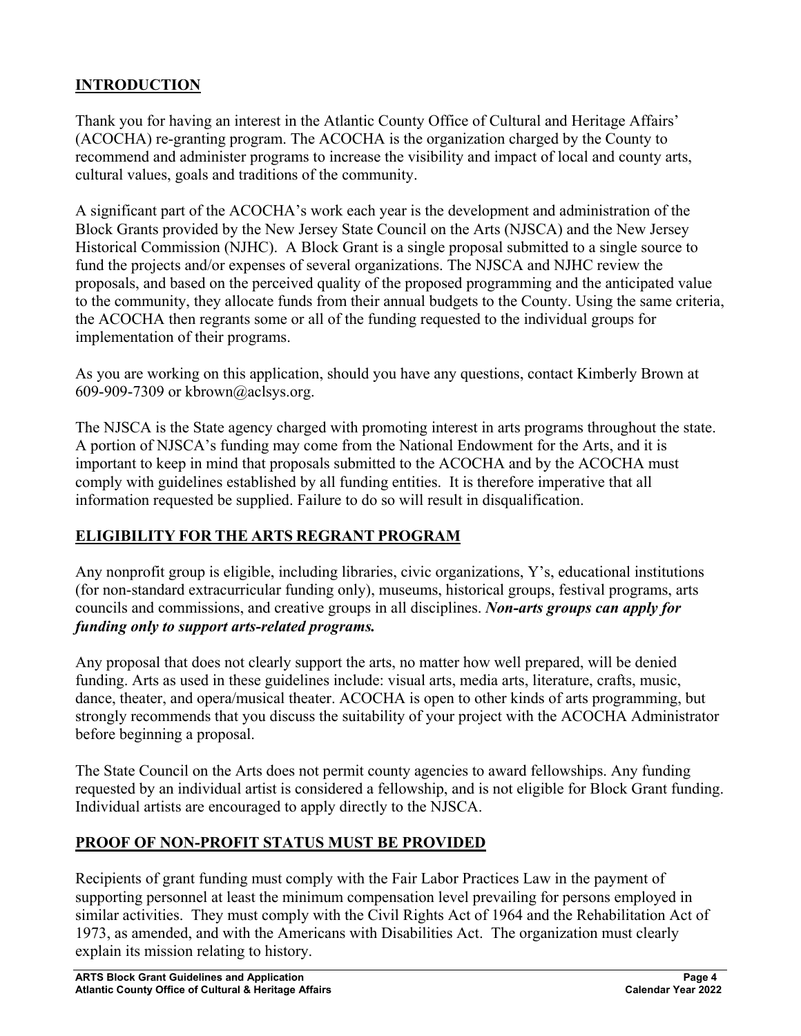## INTRODUCTION

Thank you for having an interest in the Atlantic County Office of Cultural and Heritage Affairs' (ACOCHA) re-granting program. The ACOCHA is the organization charged by the County to recommend and administer programs to increase the visibility and impact of local and county arts, cultural values, goals and traditions of the community.

A significant part of the ACOCHA's work each year is the development and administration of the Block Grants provided by the New Jersey State Council on the Arts (NJSCA) and the New Jersey Historical Commission (NJHC). A Block Grant is a single proposal submitted to a single source to fund the projects and/or expenses of several organizations. The NJSCA and NJHC review the proposals, and based on the perceived quality of the proposed programming and the anticipated value to the community, they allocate funds from their annual budgets to the County. Using the same criteria, the ACOCHA then regrants some or all of the funding requested to the individual groups for implementation of their programs.

As you are working on this application, should you have any questions, contact Kimberly Brown at 609-909-7309 or kbrown@aclsys.org.

The NJSCA is the State agency charged with promoting interest in arts programs throughout the state. A portion of NJSCA's funding may come from the National Endowment for the Arts, and it is important to keep in mind that proposals submitted to the ACOCHA and by the ACOCHA must comply with guidelines established by all funding entities. It is therefore imperative that all information requested be supplied. Failure to do so will result in disqualification.

## ELIGIBILITY FOR THE ARTS REGRANT PROGRAM

Any nonprofit group is eligible, including libraries, civic organizations, Y's, educational institutions (for non-standard extracurricular funding only), museums, historical groups, festival programs, arts councils and commissions, and creative groups in all disciplines. ***Non-arts groups can apply for funding only to support arts-related programs.***

Any proposal that does not clearly support the arts, no matter how well prepared, will be denied funding. Arts as used in these guidelines include: visual arts, media arts, literature, crafts, music, dance, theater, and opera/musical theater. ACOCHA is open to other kinds of arts programming, but strongly recommends that you discuss the suitability of your project with the ACOCHA Administrator before beginning a proposal.

The State Council on the Arts does not permit county agencies to award fellowships. Any funding requested by an individual artist is considered a fellowship, and is not eligible for Block Grant funding. Individual artists are encouraged to apply directly to the NJSCA.

## PROOF OF NON-PROFIT STATUS MUST BE PROVIDED

Recipients of grant funding must comply with the Fair Labor Practices Law in the payment of supporting personnel at least the minimum compensation level prevailing for persons employed in similar activities. They must comply with the Civil Rights Act of 1964 and the Rehabilitation Act of 1973, as amended, and with the Americans with Disabilities Act. The organization must clearly explain its mission relating to history.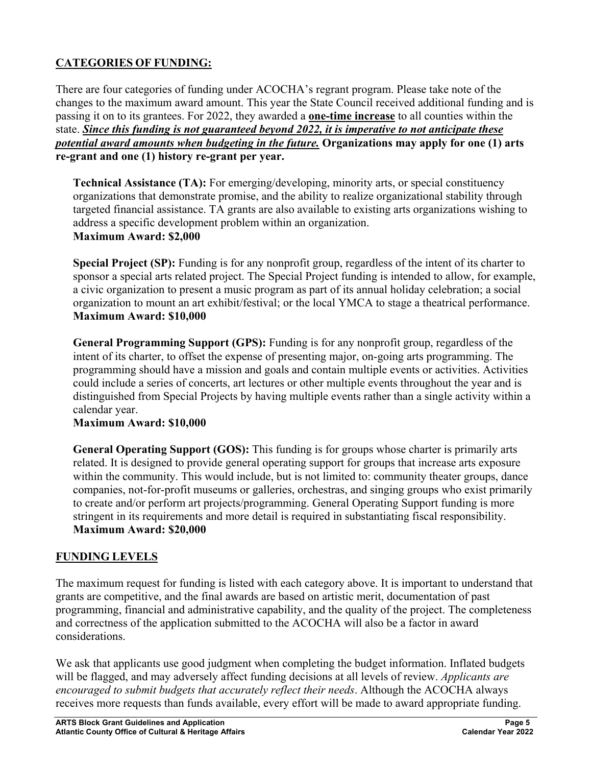## <u>CATEGORIES OF FUNDING:</u>

There are four categories of funding under ACOCHA's regrant program. Please take note of the changes to the maximum award amount. This year the State Council received additional funding and is passing it on to its grantees. For 2022, they awarded a **<u>one-time increase</u>** to all counties within the state. ***<u>Since this funding is not guaranteed beyond 2022, it is imperative to not anticipate these potential award amounts when budgeting in the future.</u>*** **Organizations may apply for one (1) arts re-grant and one (1) history re-grant per year.**

**Technical Assistance (TA):** For emerging/developing, minority arts, or special constituency organizations that demonstrate promise, and the ability to realize organizational stability through targeted financial assistance. TA grants are also available to existing arts organizations wishing to address a specific development problem within an organization.
**Maximum Award: $2,000**

**Special Project (SP):** Funding is for any nonprofit group, regardless of the intent of its charter to sponsor a special arts related project. The Special Project funding is intended to allow, for example, a civic organization to present a music program as part of its annual holiday celebration; a social organization to mount an art exhibit/festival; or the local YMCA to stage a theatrical performance.
**Maximum Award: $10,000**

**General Programming Support (GPS):** Funding is for any nonprofit group, regardless of the intent of its charter, to offset the expense of presenting major, on-going arts programming. The programming should have a mission and goals and contain multiple events or activities. Activities could include a series of concerts, art lectures or other multiple events throughout the year and is distinguished from Special Projects by having multiple events rather than a single activity within a calendar year.
**Maximum Award: $10,000**

**General Operating Support (GOS):** This funding is for groups whose charter is primarily arts related. It is designed to provide general operating support for groups that increase arts exposure within the community. This would include, but is not limited to: community theater groups, dance companies, not-for-profit museums or galleries, orchestras, and singing groups who exist primarily to create and/or perform art projects/programming. General Operating Support funding is more stringent in its requirements and more detail is required in substantiating fiscal responsibility.
**Maximum Award: $20,000**

## <u>FUNDING LEVELS</u>

The maximum request for funding is listed with each category above. It is important to understand that grants are competitive, and the final awards are based on artistic merit, documentation of past programming, financial and administrative capability, and the quality of the project. The completeness and correctness of the application submitted to the ACOCHA will also be a factor in award considerations.

We ask that applicants use good judgment when completing the budget information. Inflated budgets will be flagged, and may adversely affect funding decisions at all levels of review. *Applicants are encouraged to submit budgets that accurately reflect their needs*. Although the ACOCHA always receives more requests than funds available, every effort will be made to award appropriate funding.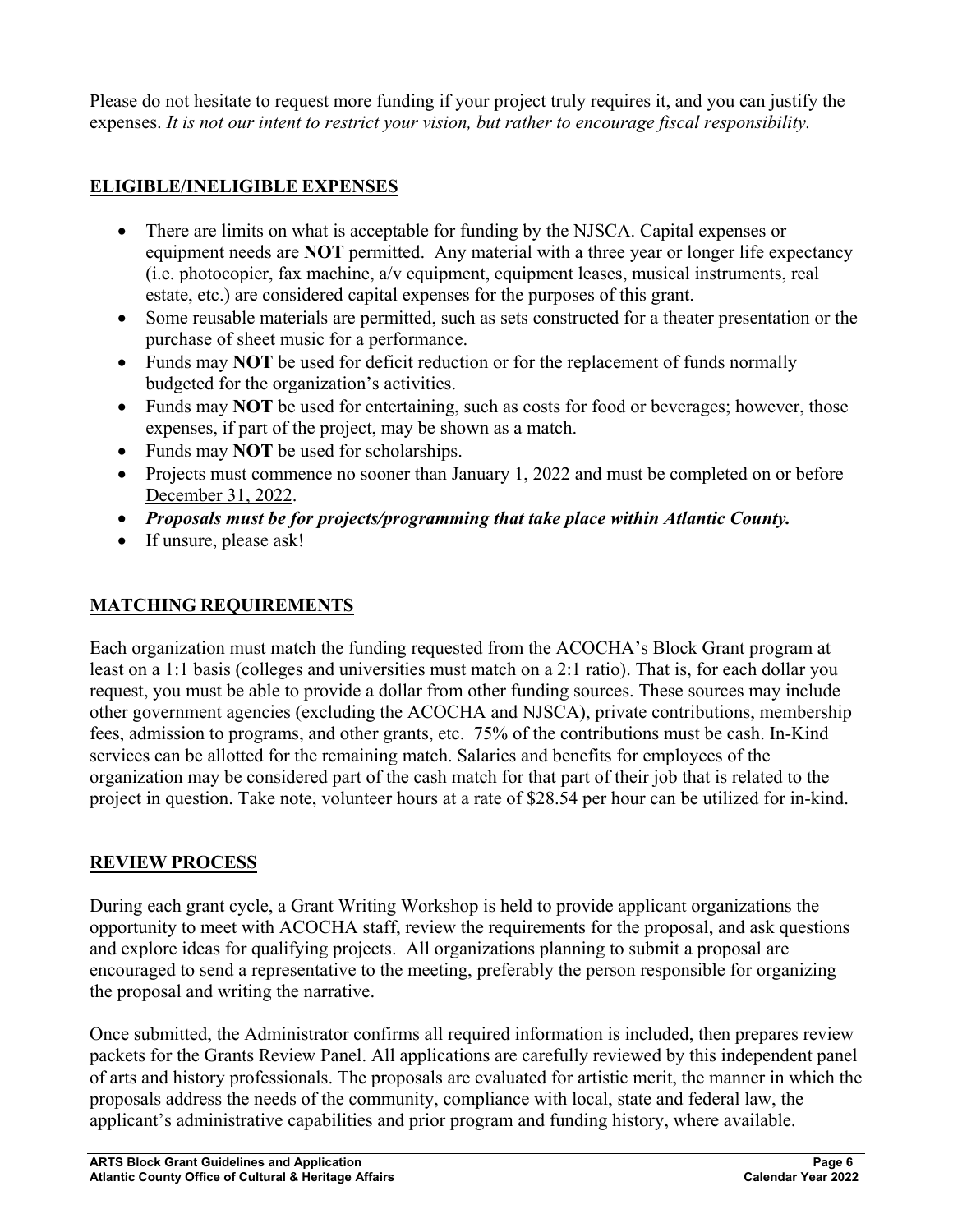Please do not hesitate to request more funding if your project truly requires it, and you can justify the expenses. *It is not our intent to restrict your vision, but rather to encourage fiscal responsibility.*

## **ELIGIBLE/INELIGIBLE EXPENSES**

- There are limits on what is acceptable for funding by the NJSCA. Capital expenses or equipment needs are **NOT** permitted. Any material with a three year or longer life expectancy (i.e. photocopier, fax machine, a/v equipment, equipment leases, musical instruments, real estate, etc.) are considered capital expenses for the purposes of this grant.
- Some reusable materials are permitted, such as sets constructed for a theater presentation or the purchase of sheet music for a performance.
- Funds may **NOT** be used for deficit reduction or for the replacement of funds normally budgeted for the organization's activities.
- Funds may **NOT** be used for entertaining, such as costs for food or beverages; however, those expenses, if part of the project, may be shown as a match.
- Funds may **NOT** be used for scholarships.
- Projects must commence no sooner than January 1, 2022 and must be completed on or before December 31, 2022.
- ***Proposals must be for projects/programming that take place within Atlantic County.***
- If unsure, please ask!

## **MATCHING REQUIREMENTS**

Each organization must match the funding requested from the ACOCHA's Block Grant program at least on a 1:1 basis (colleges and universities must match on a 2:1 ratio). That is, for each dollar you request, you must be able to provide a dollar from other funding sources. These sources may include other government agencies (excluding the ACOCHA and NJSCA), private contributions, membership fees, admission to programs, and other grants, etc. 75% of the contributions must be cash. In-Kind services can be allotted for the remaining match. Salaries and benefits for employees of the organization may be considered part of the cash match for that part of their job that is related to the project in question. Take note, volunteer hours at a rate of $28.54 per hour can be utilized for in-kind.

## **REVIEW PROCESS**

During each grant cycle, a Grant Writing Workshop is held to provide applicant organizations the opportunity to meet with ACOCHA staff, review the requirements for the proposal, and ask questions and explore ideas for qualifying projects. All organizations planning to submit a proposal are encouraged to send a representative to the meeting, preferably the person responsible for organizing the proposal and writing the narrative.

Once submitted, the Administrator confirms all required information is included, then prepares review packets for the Grants Review Panel. All applications are carefully reviewed by this independent panel of arts and history professionals. The proposals are evaluated for artistic merit, the manner in which the proposals address the needs of the community, compliance with local, state and federal law, the applicant's administrative capabilities and prior program and funding history, where available.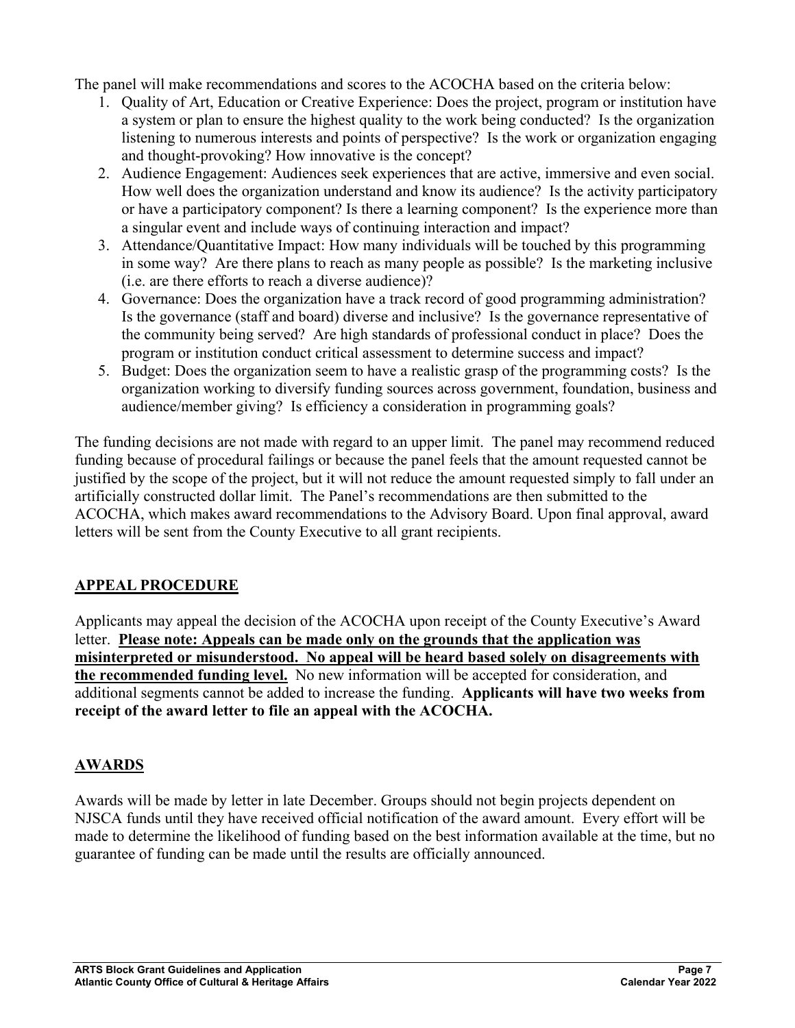The panel will make recommendations and scores to the ACOCHA based on the criteria below:

1. Quality of Art, Education or Creative Experience: Does the project, program or institution have a system or plan to ensure the highest quality to the work being conducted? Is the organization listening to numerous interests and points of perspective? Is the work or organization engaging and thought-provoking? How innovative is the concept?
2. Audience Engagement: Audiences seek experiences that are active, immersive and even social. How well does the organization understand and know its audience? Is the activity participatory or have a participatory component? Is there a learning component? Is the experience more than a singular event and include ways of continuing interaction and impact?
3. Attendance/Quantitative Impact: How many individuals will be touched by this programming in some way? Are there plans to reach as many people as possible? Is the marketing inclusive (i.e. are there efforts to reach a diverse audience)?
4. Governance: Does the organization have a track record of good programming administration? Is the governance (staff and board) diverse and inclusive? Is the governance representative of the community being served? Are high standards of professional conduct in place? Does the program or institution conduct critical assessment to determine success and impact?
5. Budget: Does the organization seem to have a realistic grasp of the programming costs? Is the organization working to diversify funding sources across government, foundation, business and audience/member giving? Is efficiency a consideration in programming goals?

The funding decisions are not made with regard to an upper limit. The panel may recommend reduced funding because of procedural failings or because the panel feels that the amount requested cannot be justified by the scope of the project, but it will not reduce the amount requested simply to fall under an artificially constructed dollar limit. The Panel's recommendations are then submitted to the ACOCHA, which makes award recommendations to the Advisory Board. Upon final approval, award letters will be sent from the County Executive to all grant recipients.

## APPEAL PROCEDURE

Applicants may appeal the decision of the ACOCHA upon receipt of the County Executive's Award letter. **Please note: Appeals can be made only on the grounds that the application was misinterpreted or misunderstood. No appeal will be heard based solely on disagreements with the recommended funding level.** No new information will be accepted for consideration, and additional segments cannot be added to increase the funding. **Applicants will have two weeks from receipt of the award letter to file an appeal with the ACOCHA.**

## AWARDS

Awards will be made by letter in late December. Groups should not begin projects dependent on NJSCA funds until they have received official notification of the award amount. Every effort will be made to determine the likelihood of funding based on the best information available at the time, but no guarantee of funding can be made until the results are officially announced.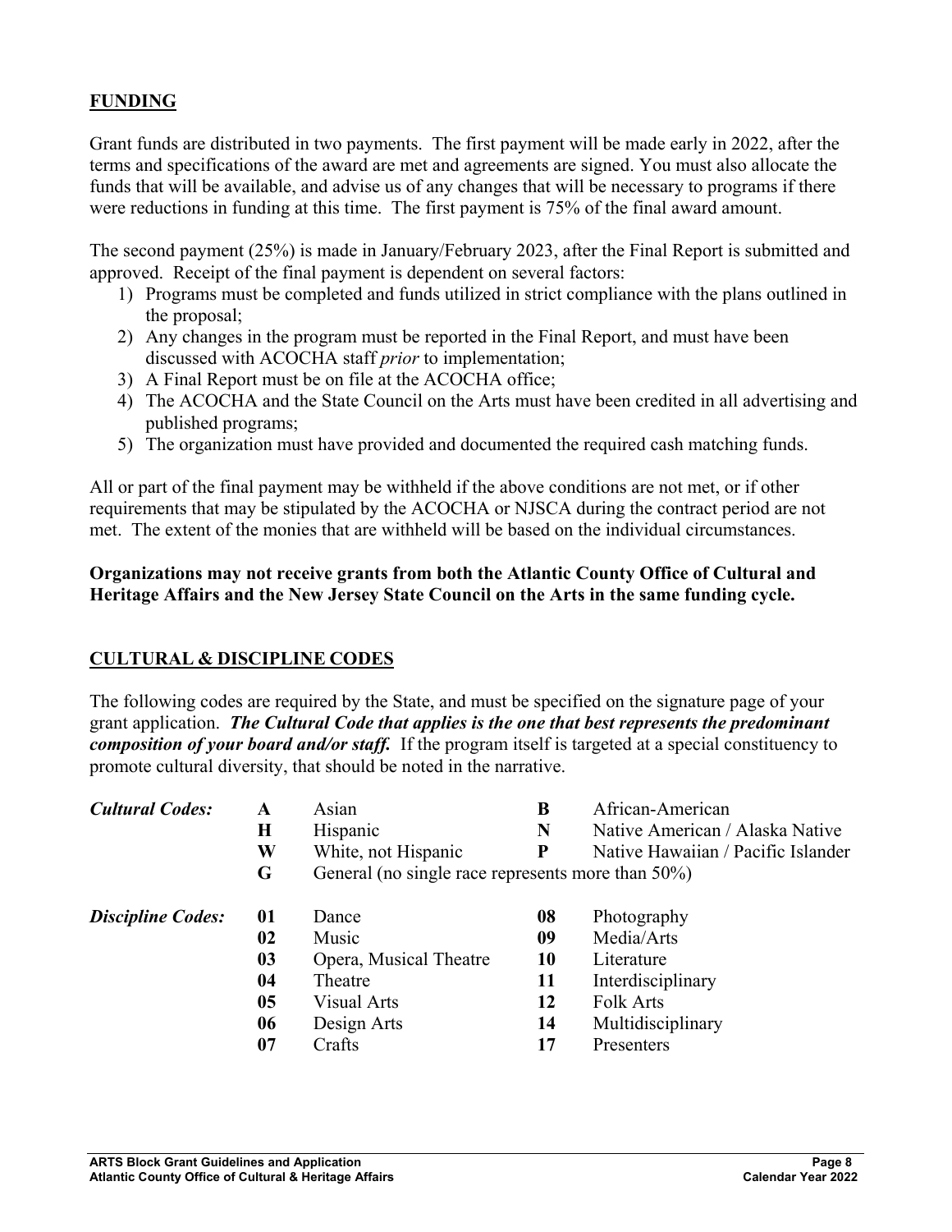## FUNDING

Grant funds are distributed in two payments. The first payment will be made early in 2022, after the terms and specifications of the award are met and agreements are signed. You must also allocate the funds that will be available, and advise us of any changes that will be necessary to programs if there were reductions in funding at this time. The first payment is 75% of the final award amount.

The second payment (25%) is made in January/February 2023, after the Final Report is submitted and approved. Receipt of the final payment is dependent on several factors:

1) Programs must be completed and funds utilized in strict compliance with the plans outlined in the proposal;
2) Any changes in the program must be reported in the Final Report, and must have been discussed with ACOCHA staff *prior* to implementation;
3) A Final Report must be on file at the ACOCHA office;
4) The ACOCHA and the State Council on the Arts must have been credited in all advertising and published programs;
5) The organization must have provided and documented the required cash matching funds.

All or part of the final payment may be withheld if the above conditions are not met, or if other requirements that may be stipulated by the ACOCHA or NJSCA during the contract period are not met. The extent of the monies that are withheld will be based on the individual circumstances.

**Organizations may not receive grants from both the Atlantic County Office of Cultural and Heritage Affairs and the New Jersey State Council on the Arts in the same funding cycle.**

## CULTURAL & DISCIPLINE CODES

The following codes are required by the State, and must be specified on the signature page of your grant application. ***The Cultural Code that applies is the one that best represents the predominant composition of your board and/or staff.*** If the program itself is targeted at a special constituency to promote cultural diversity, that should be noted in the narrative.

| | | | | |
|---|---|---|---|---|
| ***Cultural Codes:*** | **A** | Asian | **B** | African-American |
| | **H** | Hispanic | **N** | Native American / Alaska Native |
| | **W** | White, not Hispanic | **P** | Native Hawaiian / Pacific Islander |
| | **G** | General (no single race represents more than 50%) | | |
| ***Discipline Codes:*** | **01** | Dance | **08** | Photography |
| | **02** | Music | **09** | Media/Arts |
| | **03** | Opera, Musical Theatre | **10** | Literature |
| | **04** | Theatre | **11** | Interdisciplinary |
| | **05** | Visual Arts | **12** | Folk Arts |
| | **06** | Design Arts | **14** | Multidisciplinary |
| | **07** | Crafts | **17** | Presenters |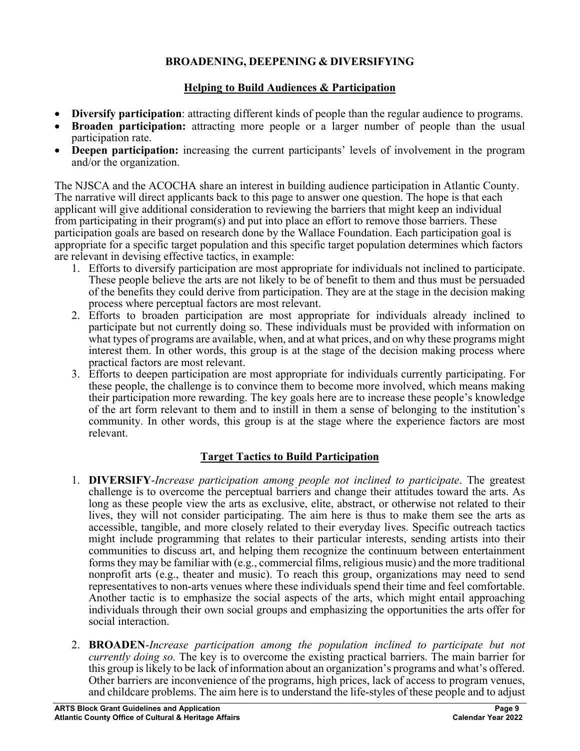## BROADENING, DEEPENING & DIVERSIFYING

### Helping to Build Audiences & Participation

- **Diversify participation**: attracting different kinds of people than the regular audience to programs.
- **Broaden participation:** attracting more people or a larger number of people than the usual participation rate.
- **Deepen participation:** increasing the current participants' levels of involvement in the program and/or the organization.

The NJSCA and the ACOCHA share an interest in building audience participation in Atlantic County. The narrative will direct applicants back to this page to answer one question. The hope is that each applicant will give additional consideration to reviewing the barriers that might keep an individual from participating in their program(s) and put into place an effort to remove those barriers. These participation goals are based on research done by the Wallace Foundation. Each participation goal is appropriate for a specific target population and this specific target population determines which factors are relevant in devising effective tactics, in example:

1. Efforts to diversify participation are most appropriate for individuals not inclined to participate. These people believe the arts are not likely to be of benefit to them and thus must be persuaded of the benefits they could derive from participation. They are at the stage in the decision making process where perceptual factors are most relevant.
2. Efforts to broaden participation are most appropriate for individuals already inclined to participate but not currently doing so. These individuals must be provided with information on what types of programs are available, when, and at what prices, and on why these programs might interest them. In other words, this group is at the stage of the decision making process where practical factors are most relevant.
3. Efforts to deepen participation are most appropriate for individuals currently participating. For these people, the challenge is to convince them to become more involved, which means making their participation more rewarding. The key goals here are to increase these people's knowledge of the art form relevant to them and to instill in them a sense of belonging to the institution's community. In other words, this group is at the stage where the experience factors are most relevant.

### Target Tactics to Build Participation

1. **DIVERSIFY**-*Increase participation among people not inclined to participate*. The greatest challenge is to overcome the perceptual barriers and change their attitudes toward the arts. As long as these people view the arts as exclusive, elite, abstract, or otherwise not related to their lives, they will not consider participating. The aim here is thus to make them see the arts as accessible, tangible, and more closely related to their everyday lives. Specific outreach tactics might include programming that relates to their particular interests, sending artists into their communities to discuss art, and helping them recognize the continuum between entertainment forms they may be familiar with (e.g., commercial films, religious music) and the more traditional nonprofit arts (e.g., theater and music). To reach this group, organizations may need to send representatives to non-arts venues where these individuals spend their time and feel comfortable. Another tactic is to emphasize the social aspects of the arts, which might entail approaching individuals through their own social groups and emphasizing the opportunities the arts offer for social interaction.

2. **BROADEN**-*Increase participation among the population inclined to participate but not currently doing so.* The key is to overcome the existing practical barriers. The main barrier for this group is likely to be lack of information about an organization's programs and what's offered. Other barriers are inconvenience of the programs, high prices, lack of access to program venues, and childcare problems. The aim here is to understand the life-styles of these people and to adjust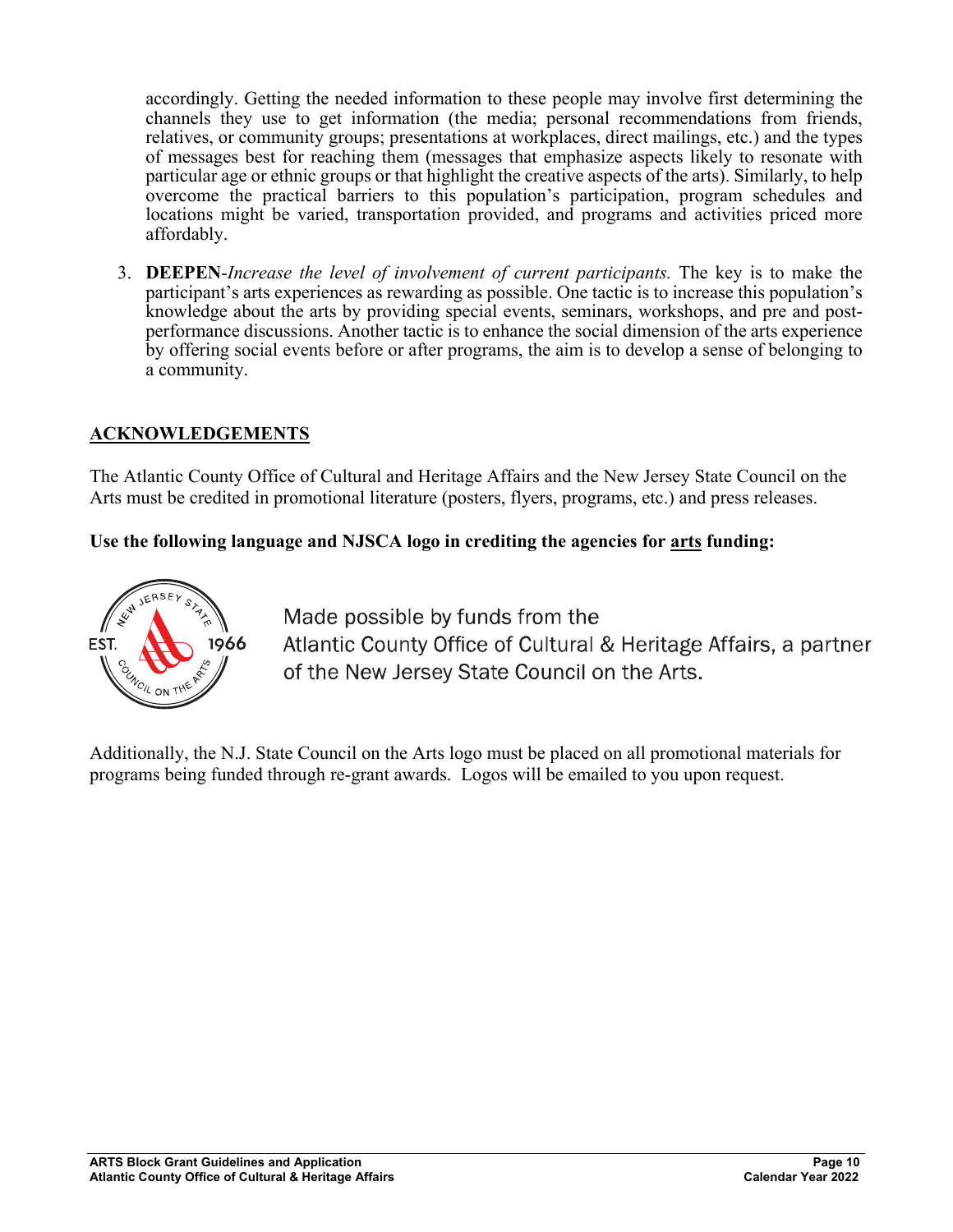accordingly. Getting the needed information to these people may involve first determining the channels they use to get information (the media; personal recommendations from friends, relatives, or community groups; presentations at workplaces, direct mailings, etc.) and the types of messages best for reaching them (messages that emphasize aspects likely to resonate with particular age or ethnic groups or that highlight the creative aspects of the arts). Similarly, to help overcome the practical barriers to this population's participation, program schedules and locations might be varied, transportation provided, and programs and activities priced more affordably.

3. **DEEPEN**-*Increase the level of involvement of current participants.* The key is to make the participant's arts experiences as rewarding as possible. One tactic is to increase this population's knowledge about the arts by providing special events, seminars, workshops, and pre and post-performance discussions. Another tactic is to enhance the social dimension of the arts experience by offering social events before or after programs, the aim is to develop a sense of belonging to a community.

## ACKNOWLEDGEMENTS

The Atlantic County Office of Cultural and Heritage Affairs and the New Jersey State Council on the Arts must be credited in promotional literature (posters, flyers, programs, etc.) and press releases.

**Use the following language and NJSCA logo in crediting the agencies for arts funding:**

NEW JERSEY STATE COUNCIL ON THE ARTS EST. 1966

Made possible by funds from the Atlantic County Office of Cultural & Heritage Affairs, a partner of the New Jersey State Council on the Arts.

Additionally, the N.J. State Council on the Arts logo must be placed on all promotional materials for programs being funded through re-grant awards. Logos will be emailed to you upon request.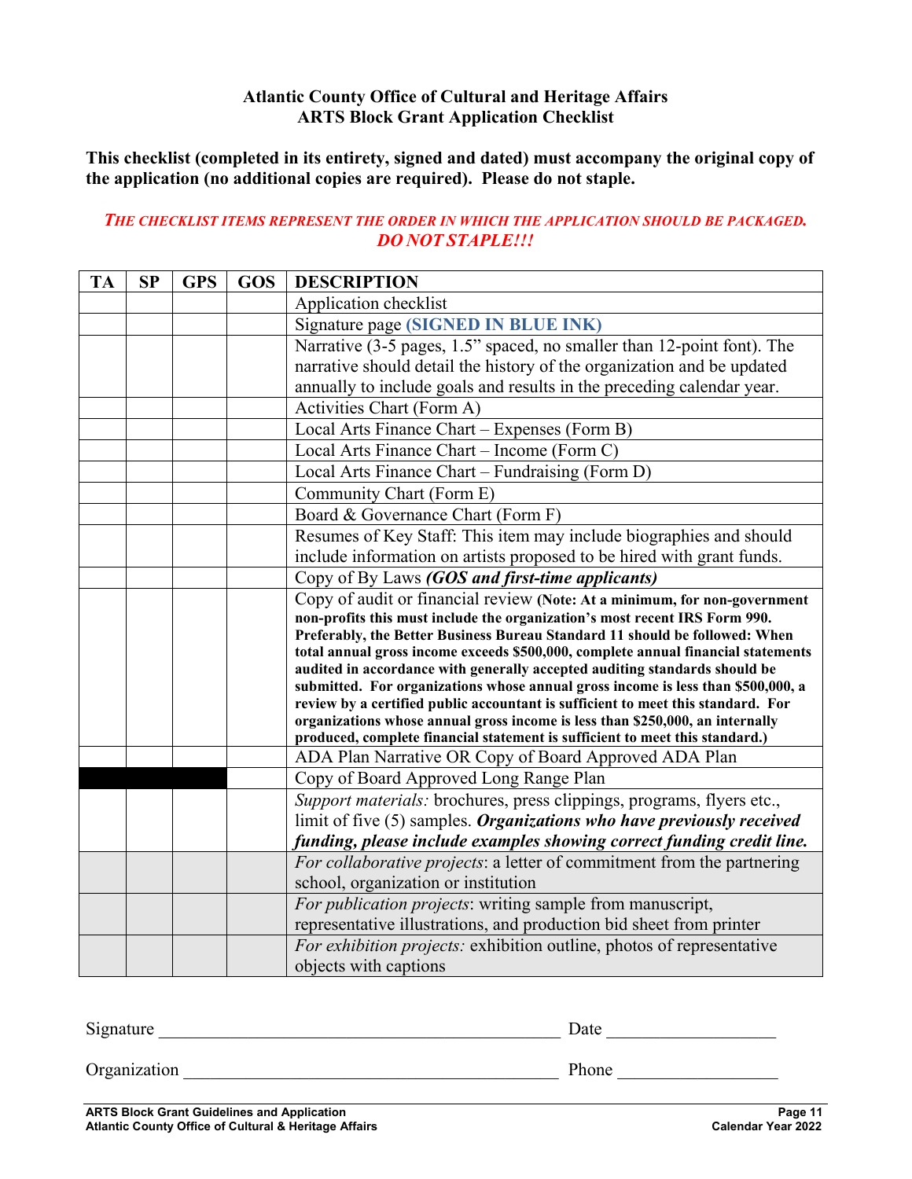**Atlantic County Office of Cultural and Heritage Affairs**
**ARTS Block Grant Application Checklist**

**This checklist (completed in its entirety, signed and dated) must accompany the original copy of the application (no additional copies are required). Please do not staple.**

***THE CHECKLIST ITEMS REPRESENT THE ORDER IN WHICH THE APPLICATION SHOULD BE PACKAGED. DO NOT STAPLE!!!***

| TA | SP | GPS | GOS | DESCRIPTION |
|---|---|---|---|---|
| | | | | Application checklist |
| | | | | Signature page **(SIGNED IN BLUE INK)** |
| | | | | Narrative (3-5 pages, 1.5" spaced, no smaller than 12-point font). The narrative should detail the history of the organization and be updated annually to include goals and results in the preceding calendar year. |
| | | | | Activities Chart (Form A) |
| | | | | Local Arts Finance Chart – Expenses (Form B) |
| | | | | Local Arts Finance Chart – Income (Form C) |
| | | | | Local Arts Finance Chart – Fundraising (Form D) |
| | | | | Community Chart (Form E) |
| | | | | Board & Governance Chart (Form F) |
| | | | | Resumes of Key Staff: This item may include biographies and should include information on artists proposed to be hired with grant funds. |
| | | | | Copy of By Laws ***(GOS and first-time applicants)*** |
| | | | | Copy of audit or financial review **(Note: At a minimum, for non-government non-profits this must include the organization's most recent IRS Form 990. Preferably, the Better Business Bureau Standard 11 should be followed: When total annual gross income exceeds $500,000, complete annual financial statements audited in accordance with generally accepted auditing standards should be submitted. For organizations whose annual gross income is less than $500,000, a review by a certified public accountant is sufficient to meet this standard. For organizations whose annual gross income is less than $250,000, an internally produced, complete financial statement is sufficient to meet this standard.)** |
| | | | | ADA Plan Narrative OR Copy of Board Approved ADA Plan |
| ■ | ■ | ■ | | Copy of Board Approved Long Range Plan |
| | | | | *Support materials:* brochures, press clippings, programs, flyers etc., limit of five (5) samples. ***Organizations who have previously received funding, please include examples showing correct funding credit line.*** |
| | | | | *For collaborative projects*: a letter of commitment from the partnering school, organization or institution |
| | | | | *For publication projects*: writing sample from manuscript, representative illustrations, and production bid sheet from printer |
| | | | | *For exhibition projects:* exhibition outline, photos of representative objects with captions |

Signature ____________________________________________ Date __________________

Organization _________________________________________ Phone _________________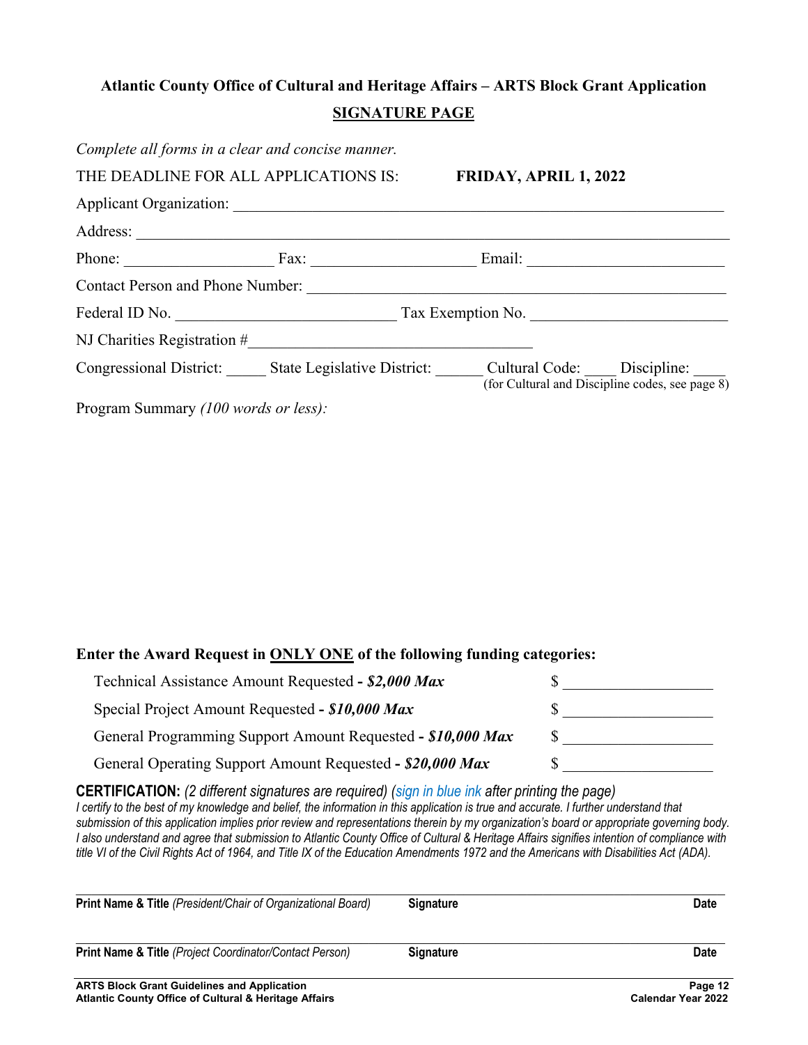## Atlantic County Office of Cultural and Heritage Affairs – ARTS Block Grant Application

## SIGNATURE PAGE

*Complete all forms in a clear and concise manner.*

THE DEADLINE FOR ALL APPLICATIONS IS: **FRIDAY, APRIL 1, 2022**

Applicant Organization: ______________________________________________

Address: ______________________________________________

Phone: ________________ Fax: ________________ Email: ________________

Contact Person and Phone Number: ______________________________________________

Federal ID No. ________________________ Tax Exemption No. ________________________

NJ Charities Registration #________________________

Congressional District: _____ State Legislative District: _____ Cultural Code: ____ Discipline: ____
(for Cultural and Discipline codes, see page 8)

Program Summary *(100 words or less):*

**Enter the Award Request in ONLY ONE of the following funding categories:**

| Category | Amount |
| --- | --- |
| Technical Assistance Amount Requested **- *$2,000 Max*** | $ ________________ |
| Special Project Amount Requested **- *$10,000 Max*** | $ ________________ |
| General Programming Support Amount Requested **- *$10,000 Max*** | $ ________________ |
| General Operating Support Amount Requested **- *$20,000 Max*** | $ ________________ |

**CERTIFICATION:** *(2 different signatures are required) (sign in blue ink after printing the page)*
*I certify to the best of my knowledge and belief, the information in this application is true and accurate. I further understand that submission of this application implies prior review and representations therein by my organization's board or appropriate governing body. I also understand and agree that submission to Atlantic County Office of Cultural & Heritage Affairs signifies intention of compliance with title VI of the Civil Rights Act of 1964, and Title IX of the Education Amendments 1972 and the Americans with Disabilities Act (ADA).*

______________________________________________

**Print Name & Title** *(President/Chair of Organizational Board)* **Signature** **Date**

______________________________________________

**Print Name & Title** *(Project Coordinator/Contact Person)* **Signature** **Date**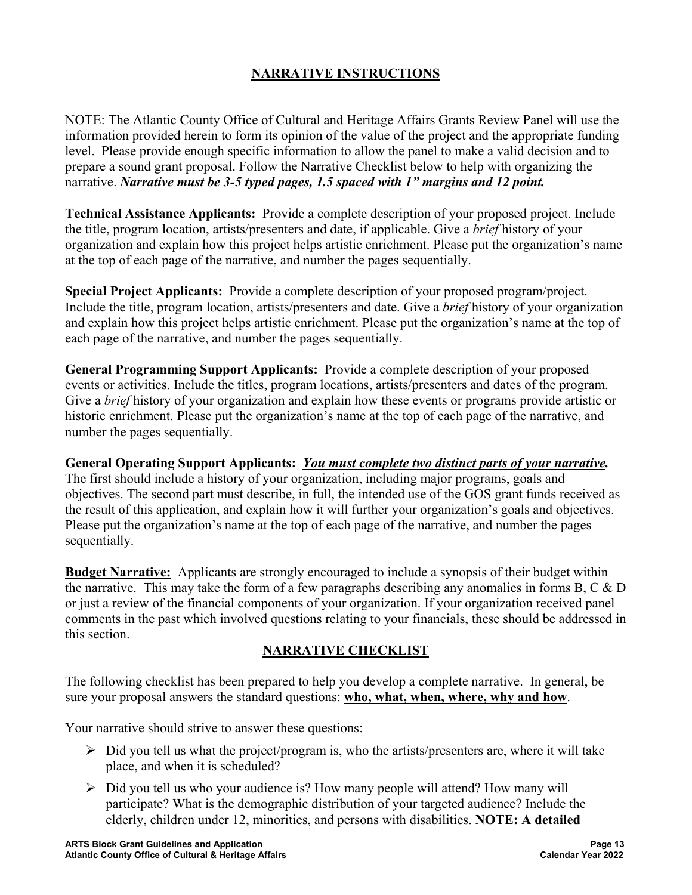## NARRATIVE INSTRUCTIONS

NOTE: The Atlantic County Office of Cultural and Heritage Affairs Grants Review Panel will use the information provided herein to form its opinion of the value of the project and the appropriate funding level. Please provide enough specific information to allow the panel to make a valid decision and to prepare a sound grant proposal. Follow the Narrative Checklist below to help with organizing the narrative. ***Narrative must be 3-5 typed pages, 1.5 spaced with 1" margins and 12 point.***

**Technical Assistance Applicants:** Provide a complete description of your proposed project. Include the title, program location, artists/presenters and date, if applicable. Give a *brief* history of your organization and explain how this project helps artistic enrichment. Please put the organization's name at the top of each page of the narrative, and number the pages sequentially.

**Special Project Applicants:** Provide a complete description of your proposed program/project. Include the title, program location, artists/presenters and date. Give a *brief* history of your organization and explain how this project helps artistic enrichment. Please put the organization's name at the top of each page of the narrative, and number the pages sequentially.

**General Programming Support Applicants:** Provide a complete description of your proposed events or activities. Include the titles, program locations, artists/presenters and dates of the program. Give a *brief* history of your organization and explain how these events or programs provide artistic or historic enrichment. Please put the organization's name at the top of each page of the narrative, and number the pages sequentially.

**General Operating Support Applicants:** ***<u>You must complete two distinct parts of your narrative.</u>*** The first should include a history of your organization, including major programs, goals and objectives. The second part must describe, in full, the intended use of the GOS grant funds received as the result of this application, and explain how it will further your organization's goals and objectives. Please put the organization's name at the top of each page of the narrative, and number the pages sequentially.

**<u>Budget Narrative:</u>** Applicants are strongly encouraged to include a synopsis of their budget within the narrative. This may take the form of a few paragraphs describing any anomalies in forms B, C & D or just a review of the financial components of your organization. If your organization received panel comments in the past which involved questions relating to your financials, these should be addressed in this section.

## NARRATIVE CHECKLIST

The following checklist has been prepared to help you develop a complete narrative. In general, be sure your proposal answers the standard questions: **<u>who, what, when, where, why and how</u>**.

Your narrative should strive to answer these questions:

- Did you tell us what the project/program is, who the artists/presenters are, where it will take place, and when it is scheduled?
- Did you tell us who your audience is? How many people will attend? How many will participate? What is the demographic distribution of your targeted audience? Include the elderly, children under 12, minorities, and persons with disabilities. **NOTE: A detailed**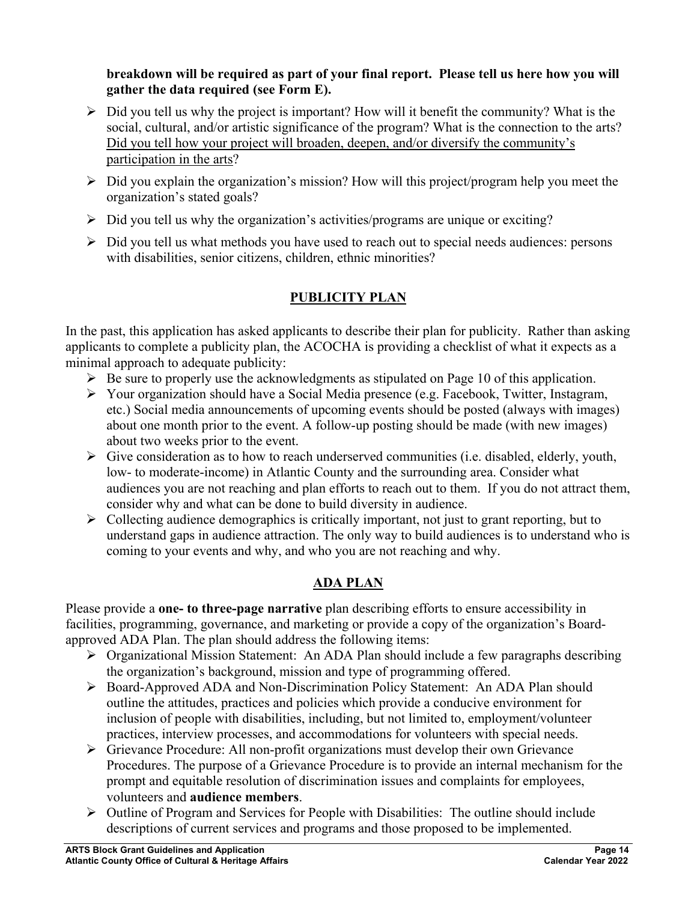**breakdown will be required as part of your final report. Please tell us here how you will gather the data required (see Form E).**

- Did you tell us why the project is important? How will it benefit the community? What is the social, cultural, and/or artistic significance of the program? What is the connection to the arts? <u>Did you tell how your project will broaden, deepen, and/or diversify the community's participation in the arts</u>?
- Did you explain the organization's mission? How will this project/program help you meet the organization's stated goals?
- Did you tell us why the organization's activities/programs are unique or exciting?
- Did you tell us what methods you have used to reach out to special needs audiences: persons with disabilities, senior citizens, children, ethnic minorities?

## PUBLICITY PLAN

In the past, this application has asked applicants to describe their plan for publicity. Rather than asking applicants to complete a publicity plan, the ACOCHA is providing a checklist of what it expects as a minimal approach to adequate publicity:

- Be sure to properly use the acknowledgments as stipulated on Page 10 of this application.
- Your organization should have a Social Media presence (e.g. Facebook, Twitter, Instagram, etc.) Social media announcements of upcoming events should be posted (always with images) about one month prior to the event. A follow-up posting should be made (with new images) about two weeks prior to the event.
- Give consideration as to how to reach underserved communities (i.e. disabled, elderly, youth, low- to moderate-income) in Atlantic County and the surrounding area. Consider what audiences you are not reaching and plan efforts to reach out to them. If you do not attract them, consider why and what can be done to build diversity in audience.
- Collecting audience demographics is critically important, not just to grant reporting, but to understand gaps in audience attraction. The only way to build audiences is to understand who is coming to your events and why, and who you are not reaching and why.

## ADA PLAN

Please provide a **one- to three-page narrative** plan describing efforts to ensure accessibility in facilities, programming, governance, and marketing or provide a copy of the organization's Board-approved ADA Plan. The plan should address the following items:

- Organizational Mission Statement: An ADA Plan should include a few paragraphs describing the organization's background, mission and type of programming offered.
- Board-Approved ADA and Non-Discrimination Policy Statement: An ADA Plan should outline the attitudes, practices and policies which provide a conducive environment for inclusion of people with disabilities, including, but not limited to, employment/volunteer practices, interview processes, and accommodations for volunteers with special needs.
- Grievance Procedure: All non-profit organizations must develop their own Grievance Procedures. The purpose of a Grievance Procedure is to provide an internal mechanism for the prompt and equitable resolution of discrimination issues and complaints for employees, volunteers and **audience members**.
- Outline of Program and Services for People with Disabilities: The outline should include descriptions of current services and programs and those proposed to be implemented.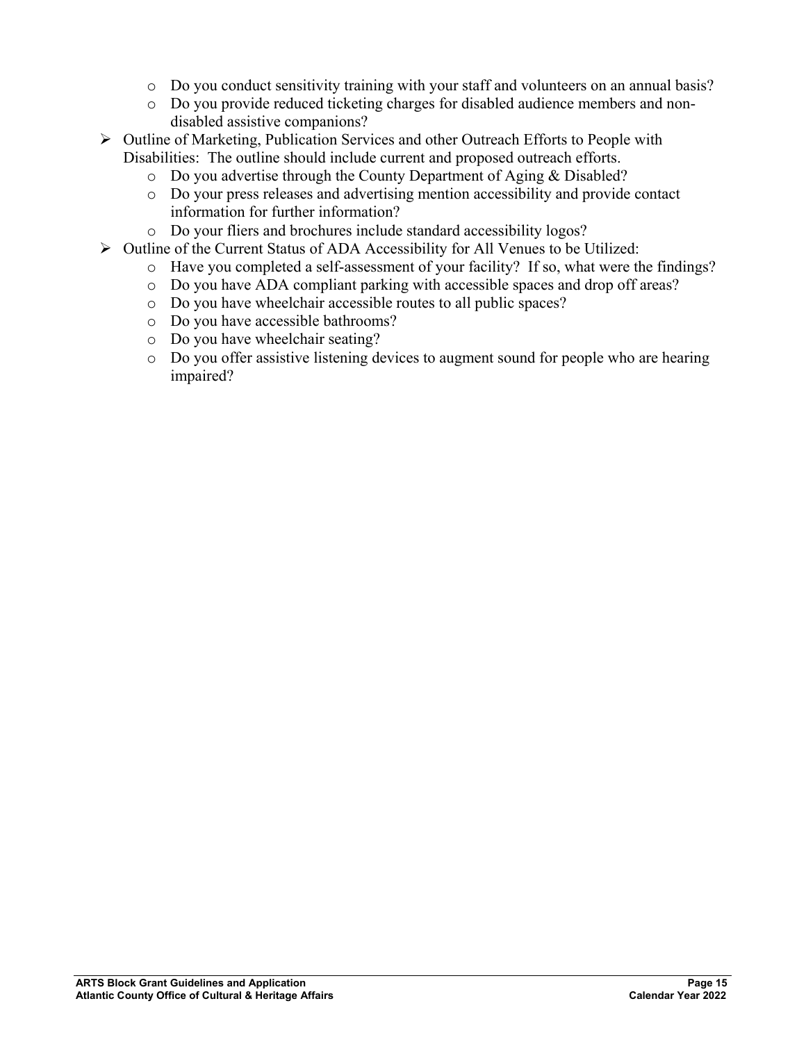- Do you conduct sensitivity training with your staff and volunteers on an annual basis?
  - Do you provide reduced ticketing charges for disabled audience members and non-disabled assistive companions?
- Outline of Marketing, Publication Services and other Outreach Efforts to People with Disabilities: The outline should include current and proposed outreach efforts.
  - Do you advertise through the County Department of Aging & Disabled?
  - Do your press releases and advertising mention accessibility and provide contact information for further information?
  - Do your fliers and brochures include standard accessibility logos?
- Outline of the Current Status of ADA Accessibility for All Venues to be Utilized:
  - Have you completed a self-assessment of your facility? If so, what were the findings?
  - Do you have ADA compliant parking with accessible spaces and drop off areas?
  - Do you have wheelchair accessible routes to all public spaces?
  - Do you have accessible bathrooms?
  - Do you have wheelchair seating?
  - Do you offer assistive listening devices to augment sound for people who are hearing impaired?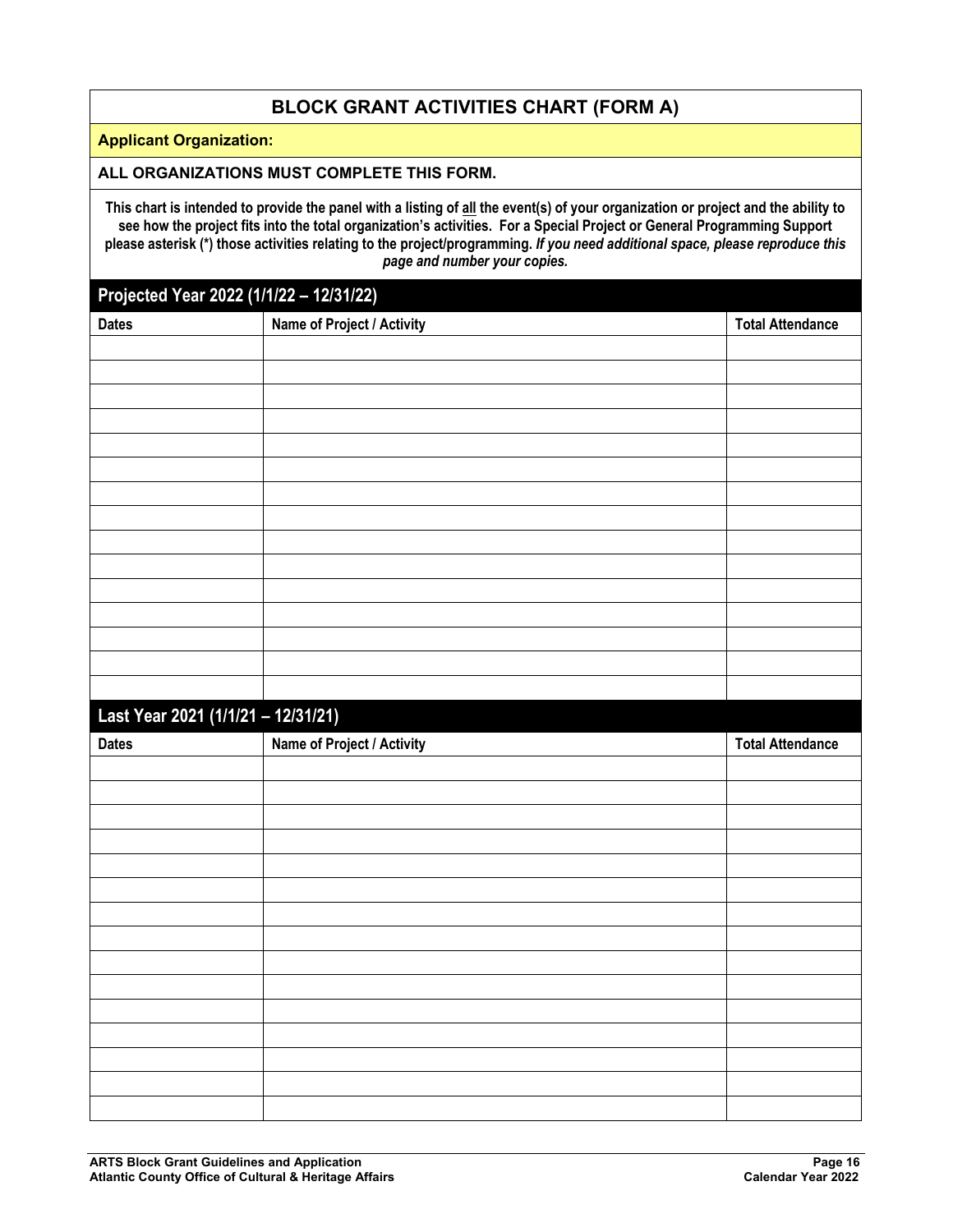# BLOCK GRANT ACTIVITIES CHART (FORM A)

**Applicant Organization:**

**ALL ORGANIZATIONS MUST COMPLETE THIS FORM.**

**This chart is intended to provide the panel with a listing of <u>all</u> the event(s) of your organization or project and the ability to see how the project fits into the total organization's activities. For a Special Project or General Programming Support please asterisk (*) those activities relating to the project/programming.** ***If you need additional space, please reproduce this page and number your copies.***

## Projected Year 2022 (1/1/22 – 12/31/22)

| Dates | Name of Project / Activity | Total Attendance |
|---|---|---|
| | | |
| | | |
| | | |
| | | |
| | | |
| | | |
| | | |
| | | |
| | | |
| | | |
| | | |
| | | |
| | | |
| | | |
| | | |

## Last Year 2021 (1/1/21 – 12/31/21)

| Dates | Name of Project / Activity | Total Attendance |
|---|---|---|
| | | |
| | | |
| | | |
| | | |
| | | |
| | | |
| | | |
| | | |
| | | |
| | | |
| | | |
| | | |
| | | |
| | | |
| | | |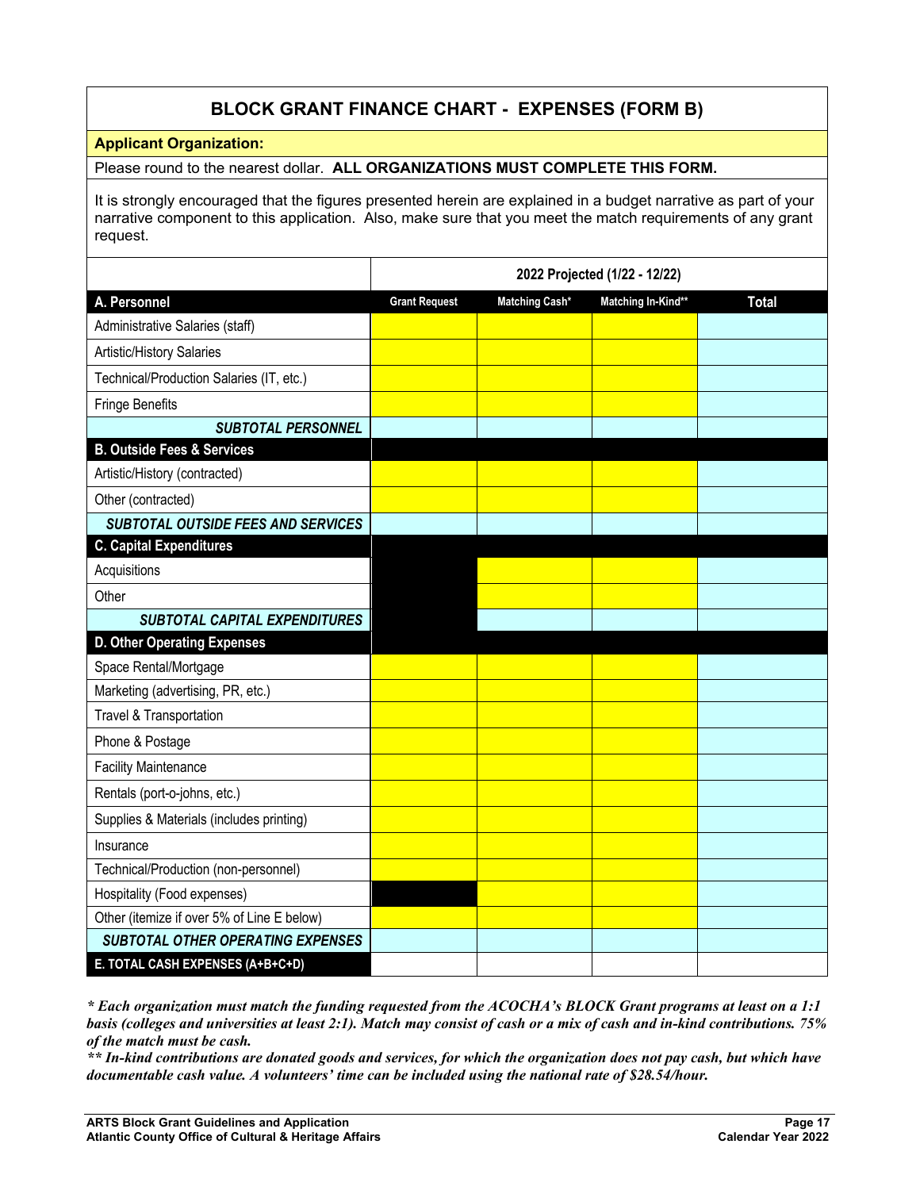## BLOCK GRANT FINANCE CHART - EXPENSES (FORM B)

**Applicant Organization:**

Please round to the nearest dollar. **ALL ORGANIZATIONS MUST COMPLETE THIS FORM.**

It is strongly encouraged that the figures presented herein are explained in a budget narrative as part of your narrative component to this application. Also, make sure that you meet the match requirements of any grant request.

| | 2022 Projected (1/22 - 12/22) | | | |
|---|---|---|---|---|
| **A. Personnel** | **Grant Request** | **Matching Cash*** | **Matching In-Kind**** | **Total** |
| Administrative Salaries (staff) | | | | |
| Artistic/History Salaries | | | | |
| Technical/Production Salaries (IT, etc.) | | | | |
| Fringe Benefits | | | | |
| ***SUBTOTAL PERSONNEL*** | | | | |
| **B. Outside Fees & Services** | | | | |
| Artistic/History (contracted) | | | | |
| Other (contracted) | | | | |
| ***SUBTOTAL OUTSIDE FEES AND SERVICES*** | | | | |
| **C. Capital Expenditures** | | | | |
| Acquisitions | | | | |
| Other | | | | |
| ***SUBTOTAL CAPITAL EXPENDITURES*** | | | | |
| **D. Other Operating Expenses** | | | | |
| Space Rental/Mortgage | | | | |
| Marketing (advertising, PR, etc.) | | | | |
| Travel & Transportation | | | | |
| Phone & Postage | | | | |
| Facility Maintenance | | | | |
| Rentals (port-o-johns, etc.) | | | | |
| Supplies & Materials (includes printing) | | | | |
| Insurance | | | | |
| Technical/Production (non-personnel) | | | | |
| Hospitality (Food expenses) | | | | |
| Other (itemize if over 5% of Line E below) | | | | |
| ***SUBTOTAL OTHER OPERATING EXPENSES*** | | | | |
| **E. TOTAL CASH EXPENSES (A+B+C+D)** | | | | |

***\* Each organization must match the funding requested from the ACOCHA's BLOCK Grant programs at least on a 1:1 basis (colleges and universities at least 2:1). Match may consist of cash or a mix of cash and in-kind contributions. 75% of the match must be cash.***

***\*\* In-kind contributions are donated goods and services, for which the organization does not pay cash, but which have documentable cash value. A volunteers' time can be included using the national rate of $28.54/hour.***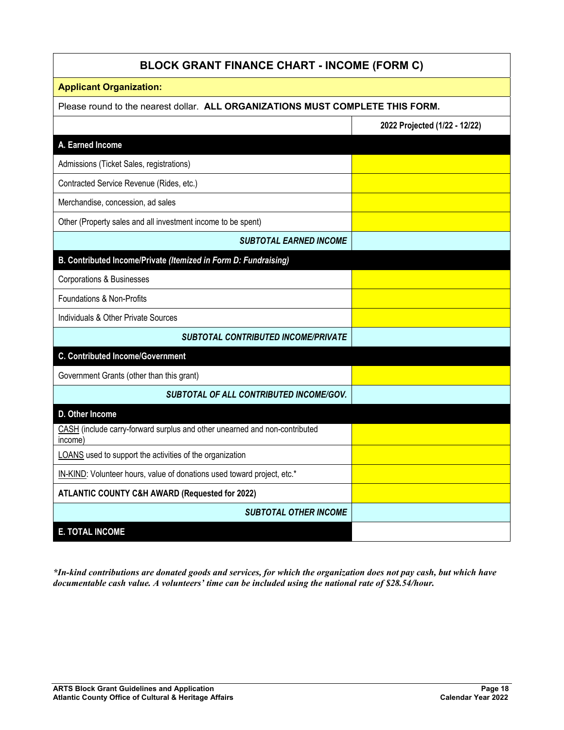## BLOCK GRANT FINANCE CHART - INCOME (FORM C)

**Applicant Organization:**

Please round to the nearest dollar. **ALL ORGANIZATIONS MUST COMPLETE THIS FORM.**

| | 2022 Projected (1/22 - 12/22) |
|---|---|
| **A. Earned Income** | |
| Admissions (Ticket Sales, registrations) | |
| Contracted Service Revenue (Rides, etc.) | |
| Merchandise, concession, ad sales | |
| Other (Property sales and all investment income to be spent) | |
| ***SUBTOTAL EARNED INCOME*** | |
| **B. Contributed Income/Private *(Itemized in Form D: Fundraising)*** | |
| Corporations & Businesses | |
| Foundations & Non-Profits | |
| Individuals & Other Private Sources | |
| ***SUBTOTAL CONTRIBUTED INCOME/PRIVATE*** | |
| **C. Contributed Income/Government** | |
| Government Grants (other than this grant) | |
| ***SUBTOTAL OF ALL CONTRIBUTED INCOME/GOV.*** | |
| **D. Other Income** | |
| CASH (include carry-forward surplus and other unearned and non-contributed income) | |
| LOANS used to support the activities of the organization | |
| IN-KIND: Volunteer hours, value of donations used toward project, etc.* | |
| **ATLANTIC COUNTY C&H AWARD (Requested for 2022)** | |
| ***SUBTOTAL OTHER INCOME*** | |
| **E. TOTAL INCOME** | |

***In-kind contributions are donated goods and services, for which the organization does not pay cash, but which have documentable cash value. A volunteers' time can be included using the national rate of $28.54/hour.***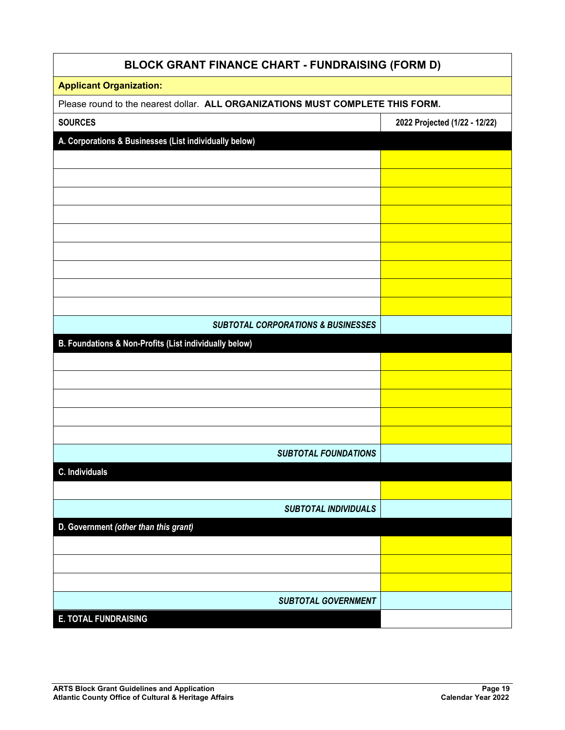| BLOCK GRANT FINANCE CHART - FUNDRAISING (FORM D) | |
|---|---|
| **Applicant Organization:** | |
| Please round to the nearest dollar. **ALL ORGANIZATIONS MUST COMPLETE THIS FORM.** | |
| **SOURCES** | **2022 Projected (1/22 - 12/22)** |
| **A. Corporations & Businesses (List individually below)** | |
| | |
| | |
| | |
| | |
| | |
| | |
| | |
| | |
| | |
| ***SUBTOTAL CORPORATIONS & BUSINESSES*** | |
| **B. Foundations & Non-Profits (List individually below)** | |
| | |
| | |
| | |
| | |
| | |
| ***SUBTOTAL FOUNDATIONS*** | |
| **C. Individuals** | |
| | |
| ***SUBTOTAL INDIVIDUALS*** | |
| **D. Government *(other than this grant)*** | |
| | |
| | |
| | |
| ***SUBTOTAL GOVERNMENT*** | |
| **E. TOTAL FUNDRAISING** | |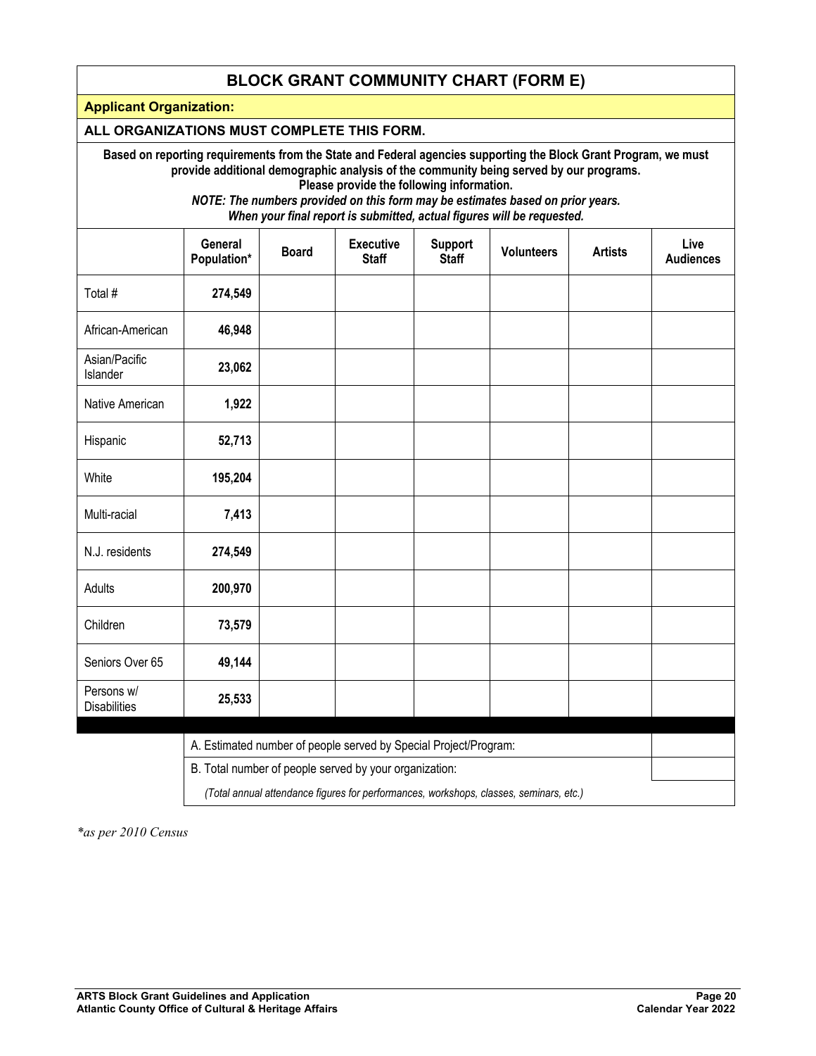## BLOCK GRANT COMMUNITY CHART (FORM E)

**Applicant Organization:**

**ALL ORGANIZATIONS MUST COMPLETE THIS FORM.**

**Based on reporting requirements from the State and Federal agencies supporting the Block Grant Program, we must provide additional demographic analysis of the community being served by our programs. Please provide the following information.**

***NOTE: The numbers provided on this form may be estimates based on prior years. When your final report is submitted, actual figures will be requested.***

| | General Population* | Board | Executive Staff | Support Staff | Volunteers | Artists | Live Audiences |
|---|---|---|---|---|---|---|---|
| Total # | **274,549** | | | | | | |
| African-American | **46,948** | | | | | | |
| Asian/Pacific Islander | **23,062** | | | | | | |
| Native American | **1,922** | | | | | | |
| Hispanic | **52,713** | | | | | | |
| White | **195,204** | | | | | | |
| Multi-racial | **7,413** | | | | | | |
| N.J. residents | **274,549** | | | | | | |
| Adults | **200,970** | | | | | | |
| Children | **73,579** | | | | | | |
| Seniors Over 65 | **49,144** | | | | | | |
| Persons w/ Disabilities | **25,533** | | | | | | |

| | |
|---|---|
| A. Estimated number of people served by Special Project/Program: | |
| B. Total number of people served by your organization: | |

*(Total annual attendance figures for performances, workshops, classes, seminars, etc.)*

*\*as per 2010 Census*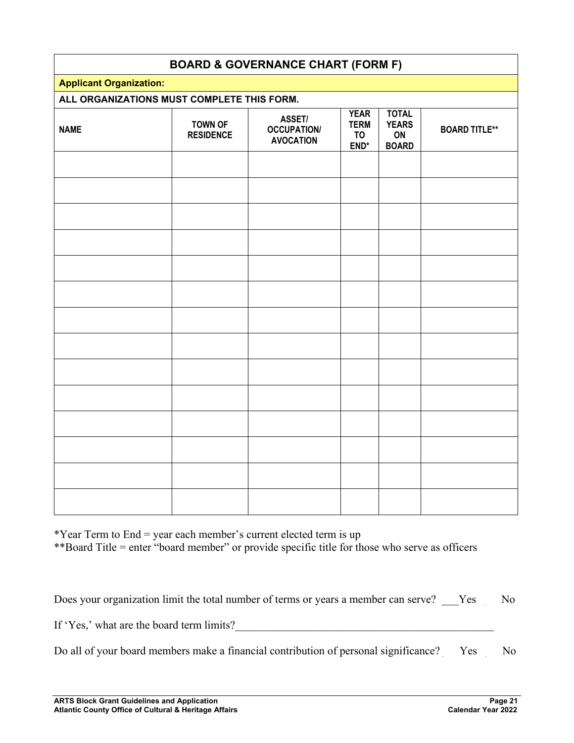## BOARD & GOVERNANCE CHART (FORM F)

**Applicant Organization:**

**ALL ORGANIZATIONS MUST COMPLETE THIS FORM.**

| NAME | TOWN OF RESIDENCE | ASSET/ OCCUPATION/ AVOCATION | YEAR TERM TO END* | TOTAL YEARS ON BOARD | BOARD TITLE** |
|---|---|---|---|---|---|
| | | | | | |
| | | | | | |
| | | | | | |
| | | | | | |
| | | | | | |
| | | | | | |
| | | | | | |
| | | | | | |
| | | | | | |
| | | | | | |
| | | | | | |
| | | | | | |
| | | | | | |
| | | | | | |

*Year Term to End = year each member's current elected term is up
**Board Title = enter "board member" or provide specific title for those who serve as officers

Does your organization limit the total number of terms or years a member can serve? ___Yes No

If 'Yes,' what are the board term limits?_______________________________________________

Do all of your board members make a financial contribution of personal significance? Yes No